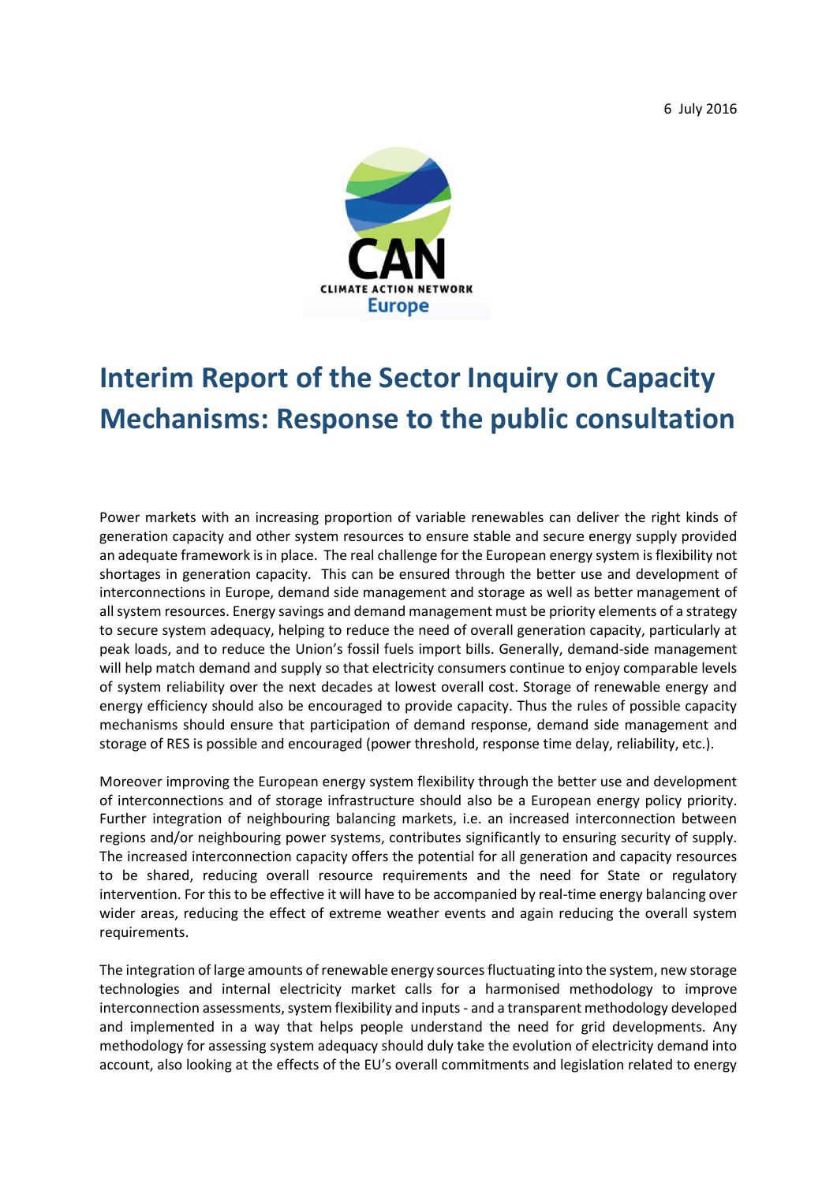6 July 2016

CAN

CLIMATE ACTION NETWORK

Europe

# Interim Report of the Sector Inquiry on Capacity Mechanisms: Response to the public consultation

Power markets with an increasing proportion of variable renewables can deliver the right kinds of generation capacity and other system resources to ensure stable and secure energy supply provided an adequate framework is in place. The real challenge for the European energy system is flexibility not shortages in generation capacity. This can be ensured through the better use and development of interconnections in Europe, demand side management and storage as well as better management of all system resources. Energy savings and demand management must be priority elements of a strategy to secure system adequacy, helping to reduce the need of overall generation capacity, particularly at peak loads, and to reduce the Union's fossil fuels import bills. Generally, demand-side management will help match demand and supply so that electricity consumers continue to enjoy comparable levels of system reliability over the next decades at lowest overall cost. Storage of renewable energy and energy efficiency should also be encouraged to provide capacity. Thus the rules of possible capacity mechanisms should ensure that participation of demand response, demand side management and storage of RES is possible and encouraged (power threshold, response time delay, reliability, etc.).

Moreover improving the European energy system flexibility through the better use and development of interconnections and of storage infrastructure should also be a European energy policy priority. Further integration of neighbouring balancing markets, i.e. an increased interconnection between regions and/or neighbouring power systems, contributes significantly to ensuring security of supply. The increased interconnection capacity offers the potential for all generation and capacity resources to be shared, reducing overall resource requirements and the need for State or regulatory intervention. For this to be effective it will have to be accompanied by real-time energy balancing over wider areas, reducing the effect of extreme weather events and again reducing the overall system requirements.

The integration of large amounts of renewable energy sources fluctuating into the system, new storage technologies and internal electricity market calls for a harmonised methodology to improve interconnection assessments, system flexibility and inputs - and a transparent methodology developed and implemented in a way that helps people understand the need for grid developments. Any methodology for assessing system adequacy should duly take the evolution of electricity demand into account, also looking at the effects of the EU's overall commitments and legislation related to energy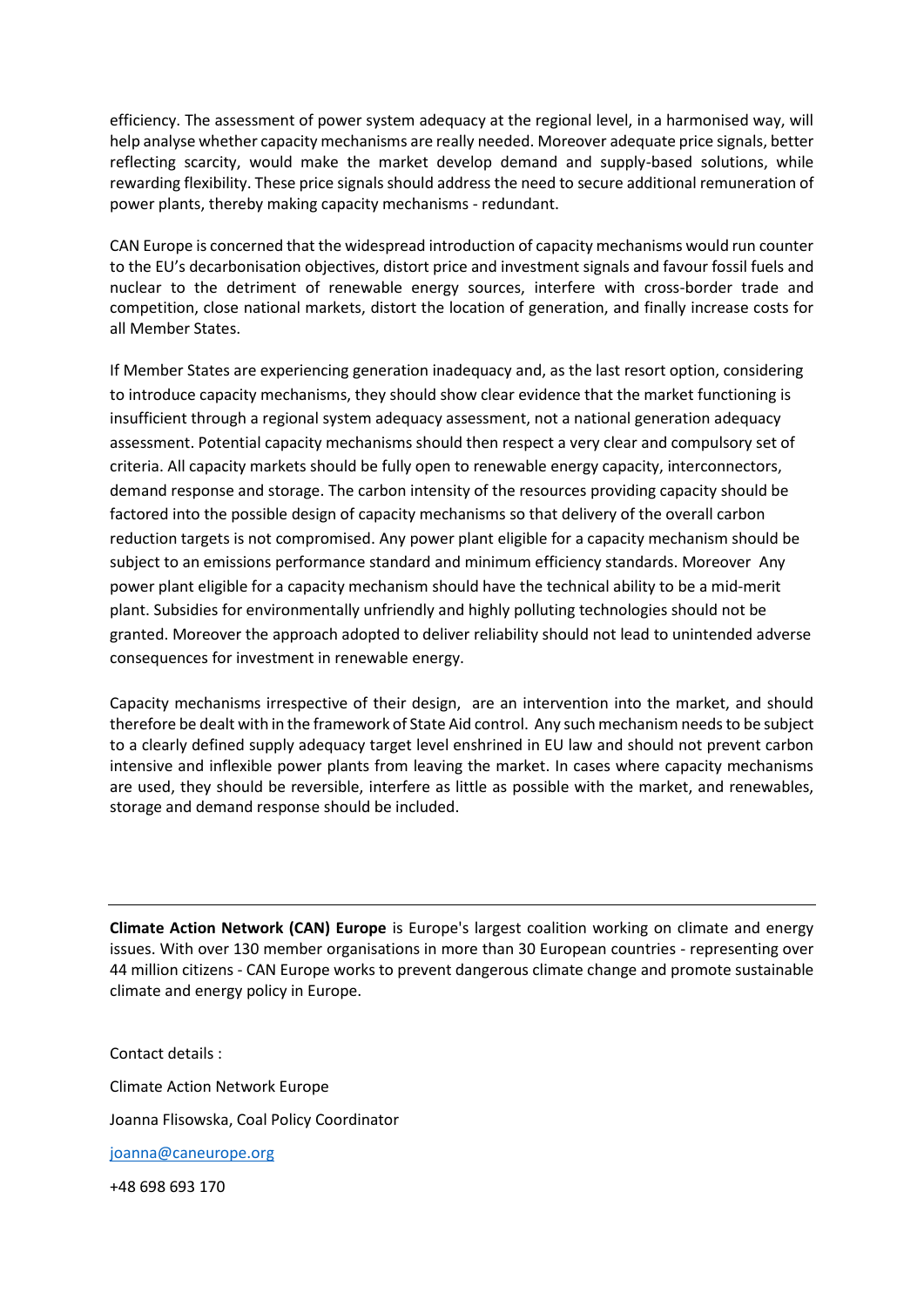efficiency. The assessment of power system adequacy at the regional level, in a harmonised way, will help analyse whether capacity mechanisms are really needed. Moreover adequate price signals, better reflecting scarcity, would make the market develop demand and supply-based solutions, while rewarding flexibility. These price signals should address the need to secure additional remuneration of power plants, thereby making capacity mechanisms - redundant.

CAN Europe is concerned that the widespread introduction of capacity mechanisms would run counter to the EU's decarbonisation objectives, distort price and investment signals and favour fossil fuels and nuclear to the detriment of renewable energy sources, interfere with cross-border trade and competition, close national markets, distort the location of generation, and finally increase costs for all Member States.

If Member States are experiencing generation inadequacy and, as the last resort option, considering to introduce capacity mechanisms, they should show clear evidence that the market functioning is insufficient through a regional system adequacy assessment, not a national generation adequacy assessment. Potential capacity mechanisms should then respect a very clear and compulsory set of criteria. All capacity markets should be fully open to renewable energy capacity, interconnectors, demand response and storage. The carbon intensity of the resources providing capacity should be factored into the possible design of capacity mechanisms so that delivery of the overall carbon reduction targets is not compromised. Any power plant eligible for a capacity mechanism should be subject to an emissions performance standard and minimum efficiency standards. Moreover Any power plant eligible for a capacity mechanism should have the technical ability to be a mid-merit plant. Subsidies for environmentally unfriendly and highly polluting technologies should not be granted. Moreover the approach adopted to deliver reliability should not lead to unintended adverse consequences for investment in renewable energy.

Capacity mechanisms irrespective of their design, are an intervention into the market, and should therefore be dealt with in the framework of State Aid control. Any such mechanism needs to be subject to a clearly defined supply adequacy target level enshrined in EU law and should not prevent carbon intensive and inflexible power plants from leaving the market. In cases where capacity mechanisms are used, they should be reversible, interfere as little as possible with the market, and renewables, storage and demand response should be included.

---

**Climate Action Network (CAN) Europe** is Europe's largest coalition working on climate and energy issues. With over 130 member organisations in more than 30 European countries - representing over 44 million citizens - CAN Europe works to prevent dangerous climate change and promote sustainable climate and energy policy in Europe.

Contact details :

Climate Action Network Europe

Joanna Flisowska, Coal Policy Coordinator

joanna@caneurope.org

+48 698 693 170